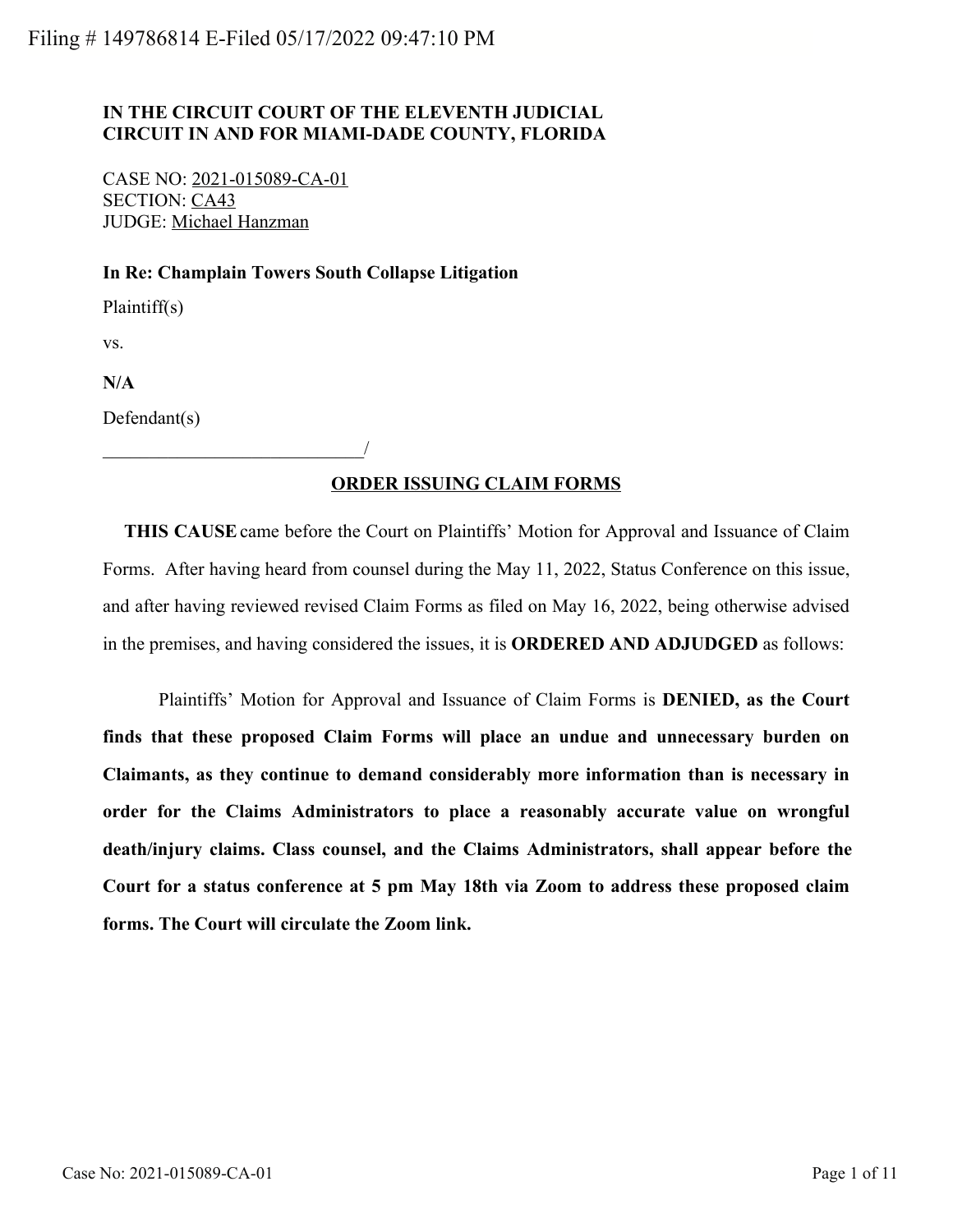Filing # 149786814 E-Filed 05/17/2022 09:47:10 PM

**IN THE CIRCUIT COURT OF THE ELEVENTH JUDICIAL CIRCUIT IN AND FOR MIAMI-DADE COUNTY, FLORIDA**

CASE NO: 2021-015089-CA-01
SECTION: CA43
JUDGE: Michael Hanzman

**In Re: Champlain Towers South Collapse Litigation**

Plaintiff(s)

vs.

**N/A**

Defendant(s)

____________________________/

## ORDER ISSUING CLAIM FORMS

**THIS CAUSE** came before the Court on Plaintiffs' Motion for Approval and Issuance of Claim Forms. After having heard from counsel during the May 11, 2022, Status Conference on this issue, and after having reviewed revised Claim Forms as filed on May 16, 2022, being otherwise advised in the premises, and having considered the issues, it is **ORDERED AND ADJUDGED** as follows:

Plaintiffs' Motion for Approval and Issuance of Claim Forms is **DENIED, as the Court finds that these proposed Claim Forms will place an undue and unnecessary burden on Claimants, as they continue to demand considerably more information than is necessary in order for the Claims Administrators to place a reasonably accurate value on wrongful death/injury claims. Class counsel, and the Claims Administrators, shall appear before the Court for a status conference at 5 pm May 18th via Zoom to address these proposed claim forms. The Court will circulate the Zoom link.**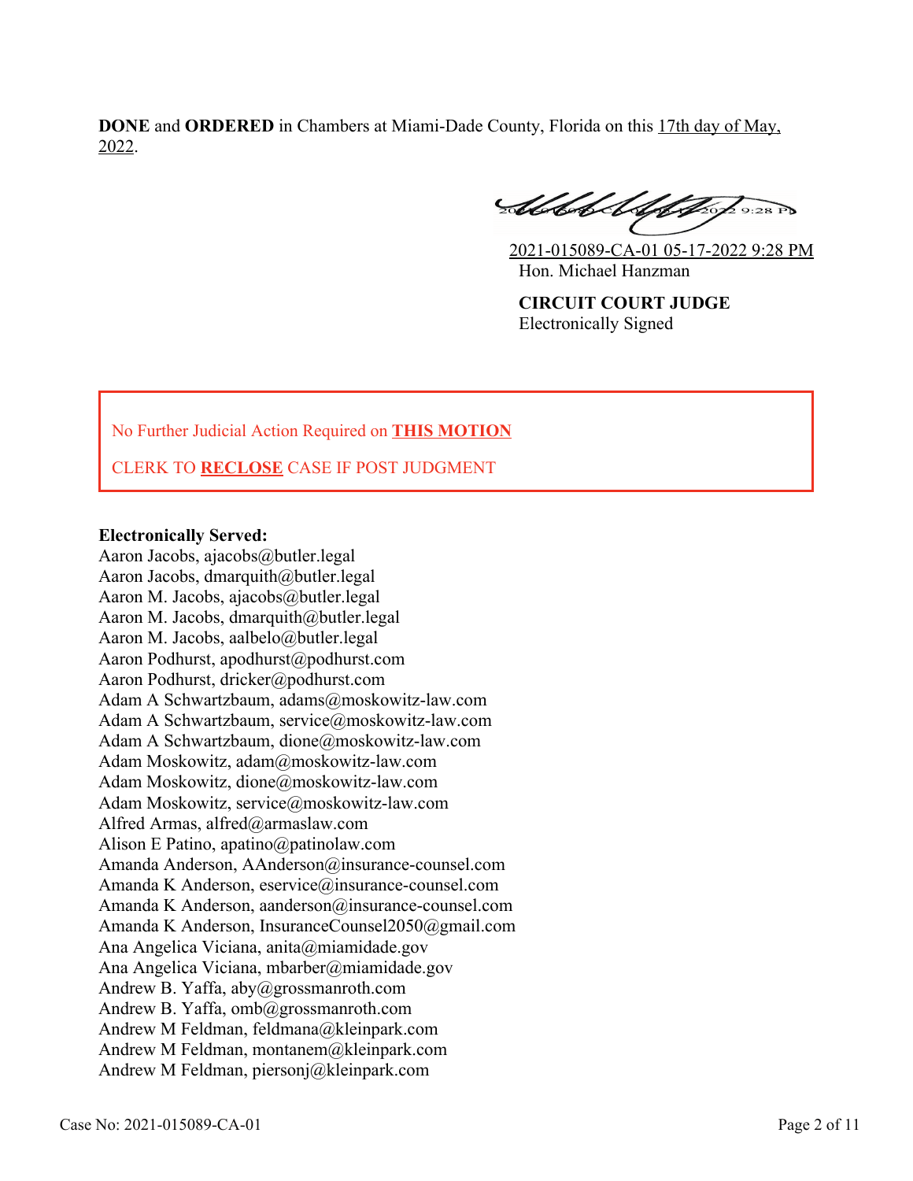**DONE** and **ORDERED** in Chambers at Miami-Dade County, Florida on this 17th day of May, 2022.

2021-015089-CA-01 05-17-2022 9:28 PM
Hon. Michael Hanzman

**CIRCUIT COURT JUDGE**
Electronically Signed

No Further Judicial Action Required on **THIS MOTION**

CLERK TO **RECLOSE** CASE IF POST JUDGMENT

**Electronically Served:**
Aaron Jacobs, ajacobs@butler.legal
Aaron Jacobs, dmarquith@butler.legal
Aaron M. Jacobs, ajacobs@butler.legal
Aaron M. Jacobs, dmarquith@butler.legal
Aaron M. Jacobs, aalbelo@butler.legal
Aaron Podhurst, apodhurst@podhurst.com
Aaron Podhurst, dricker@podhurst.com
Adam A Schwartzbaum, adams@moskowitz-law.com
Adam A Schwartzbaum, service@moskowitz-law.com
Adam A Schwartzbaum, dione@moskowitz-law.com
Adam Moskowitz, adam@moskowitz-law.com
Adam Moskowitz, dione@moskowitz-law.com
Adam Moskowitz, service@moskowitz-law.com
Alfred Armas, alfred@armaslaw.com
Alison E Patino, apatino@patinolaw.com
Amanda Anderson, AAnderson@insurance-counsel.com
Amanda K Anderson, eservice@insurance-counsel.com
Amanda K Anderson, aanderson@insurance-counsel.com
Amanda K Anderson, InsuranceCounsel2050@gmail.com
Ana Angelica Viciana, anita@miamidade.gov
Ana Angelica Viciana, mbarber@miamidade.gov
Andrew B. Yaffa, aby@grossmanroth.com
Andrew B. Yaffa, omb@grossmanroth.com
Andrew M Feldman, feldmana@kleinpark.com
Andrew M Feldman, montanem@kleinpark.com
Andrew M Feldman, piersonj@kleinpark.com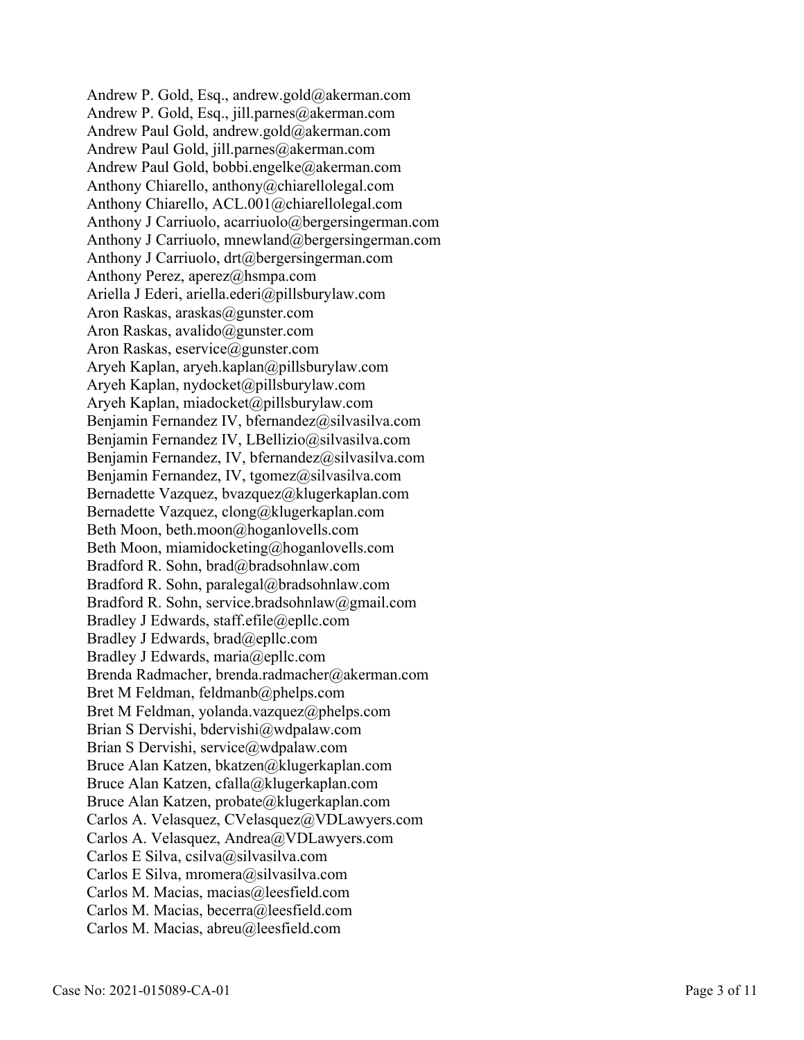Andrew P. Gold, Esq., andrew.gold@akerman.com
Andrew P. Gold, Esq., jill.parnes@akerman.com
Andrew Paul Gold, andrew.gold@akerman.com
Andrew Paul Gold, jill.parnes@akerman.com
Andrew Paul Gold, bobbi.engelke@akerman.com
Anthony Chiarello, anthony@chiarellolegal.com
Anthony Chiarello, ACL.001@chiarellolegal.com
Anthony J Carriuolo, acarriuolo@bergersingerman.com
Anthony J Carriuolo, mnewland@bergersingerman.com
Anthony J Carriuolo, drt@bergersingerman.com
Anthony Perez, aperez@hsmpa.com
Ariella J Ederi, ariella.ederi@pillsburylaw.com
Aron Raskas, araskas@gunster.com
Aron Raskas, avalido@gunster.com
Aron Raskas, eservice@gunster.com
Aryeh Kaplan, aryeh.kaplan@pillsburylaw.com
Aryeh Kaplan, nydocket@pillsburylaw.com
Aryeh Kaplan, miadocket@pillsburylaw.com
Benjamin Fernandez IV, bfernandez@silvasilva.com
Benjamin Fernandez IV, LBellizio@silvasilva.com
Benjamin Fernandez, IV, bfernandez@silvasilva.com
Benjamin Fernandez, IV, tgomez@silvasilva.com
Bernadette Vazquez, bvazquez@klugerkaplan.com
Bernadette Vazquez, clong@klugerkaplan.com
Beth Moon, beth.moon@hoganlovells.com
Beth Moon, miamidocketing@hoganlovells.com
Bradford R. Sohn, brad@bradsohnlaw.com
Bradford R. Sohn, paralegal@bradsohnlaw.com
Bradford R. Sohn, service.bradsohnlaw@gmail.com
Bradley J Edwards, staff.efile@epllc.com
Bradley J Edwards, brad@epllc.com
Bradley J Edwards, maria@epllc.com
Brenda Radmacher, brenda.radmacher@akerman.com
Bret M Feldman, feldmanb@phelps.com
Bret M Feldman, yolanda.vazquez@phelps.com
Brian S Dervishi, bdervishi@wdpalaw.com
Brian S Dervishi, service@wdpalaw.com
Bruce Alan Katzen, bkatzen@klugerkaplan.com
Bruce Alan Katzen, cfalla@klugerkaplan.com
Bruce Alan Katzen, probate@klugerkaplan.com
Carlos A. Velasquez, CVelasquez@VDLawyers.com
Carlos A. Velasquez, Andrea@VDLawyers.com
Carlos E Silva, csilva@silvasilva.com
Carlos E Silva, mromera@silvasilva.com
Carlos M. Macias, macias@leesfield.com
Carlos M. Macias, becerra@leesfield.com
Carlos M. Macias, abreu@leesfield.com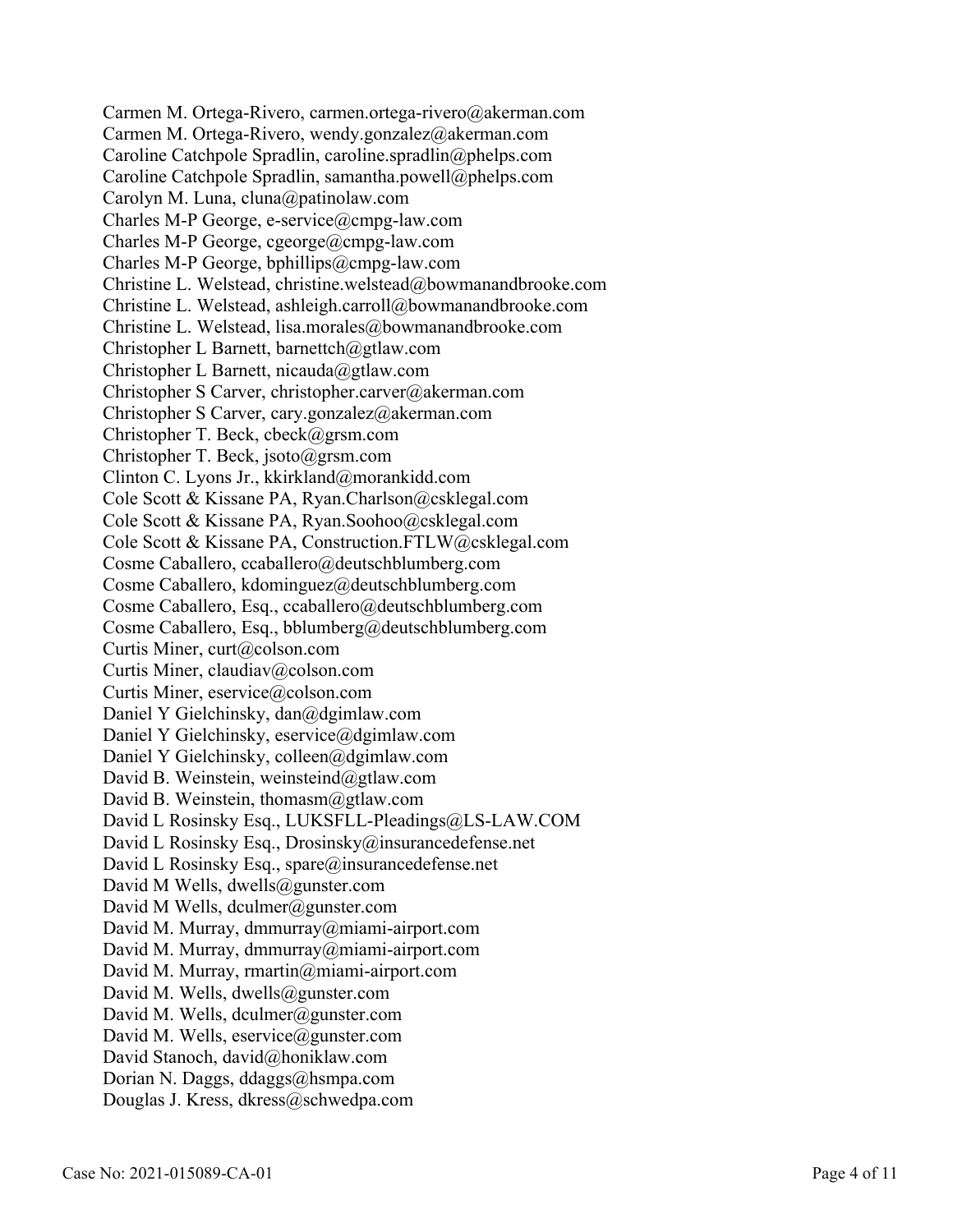Carmen M. Ortega-Rivero, carmen.ortega-rivero@akerman.com
Carmen M. Ortega-Rivero, wendy.gonzalez@akerman.com
Caroline Catchpole Spradlin, caroline.spradlin@phelps.com
Caroline Catchpole Spradlin, samantha.powell@phelps.com
Carolyn M. Luna, cluna@patinolaw.com
Charles M-P George, e-service@cmpg-law.com
Charles M-P George, cgeorge@cmpg-law.com
Charles M-P George, bphillips@cmpg-law.com
Christine L. Welstead, christine.welstead@bowmanandbrooke.com
Christine L. Welstead, ashleigh.carroll@bowmanandbrooke.com
Christine L. Welstead, lisa.morales@bowmanandbrooke.com
Christopher L Barnett, barnettch@gtlaw.com
Christopher L Barnett, nicauda@gtlaw.com
Christopher S Carver, christopher.carver@akerman.com
Christopher S Carver, cary.gonzalez@akerman.com
Christopher T. Beck, cbeck@grsm.com
Christopher T. Beck, jsoto@grsm.com
Clinton C. Lyons Jr., kkirkland@morankidd.com
Cole Scott & Kissane PA, Ryan.Charlson@csklegal.com
Cole Scott & Kissane PA, Ryan.Soohoo@csklegal.com
Cole Scott & Kissane PA, Construction.FTLW@csklegal.com
Cosme Caballero, ccaballero@deutschblumberg.com
Cosme Caballero, kdominguez@deutschblumberg.com
Cosme Caballero, Esq., ccaballero@deutschblumberg.com
Cosme Caballero, Esq., bblumberg@deutschblumberg.com
Curtis Miner, curt@colson.com
Curtis Miner, claudiav@colson.com
Curtis Miner, eservice@colson.com
Daniel Y Gielchinsky, dan@dgimlaw.com
Daniel Y Gielchinsky, eservice@dgimlaw.com
Daniel Y Gielchinsky, colleen@dgimlaw.com
David B. Weinstein, weinsteind@gtlaw.com
David B. Weinstein, thomasm@gtlaw.com
David L Rosinsky Esq., LUKSFLL-Pleadings@LS-LAW.COM
David L Rosinsky Esq., Drosinsky@insurancedefense.net
David L Rosinsky Esq., spare@insurancedefense.net
David M Wells, dwells@gunster.com
David M Wells, dculmer@gunster.com
David M. Murray, dmmurray@miami-airport.com
David M. Murray, dmmurray@miami-airport.com
David M. Murray, rmartin@miami-airport.com
David M. Wells, dwells@gunster.com
David M. Wells, dculmer@gunster.com
David M. Wells, eservice@gunster.com
David Stanoch, david@honiklaw.com
Dorian N. Daggs, ddaggs@hsmpa.com
Douglas J. Kress, dkress@schwedpa.com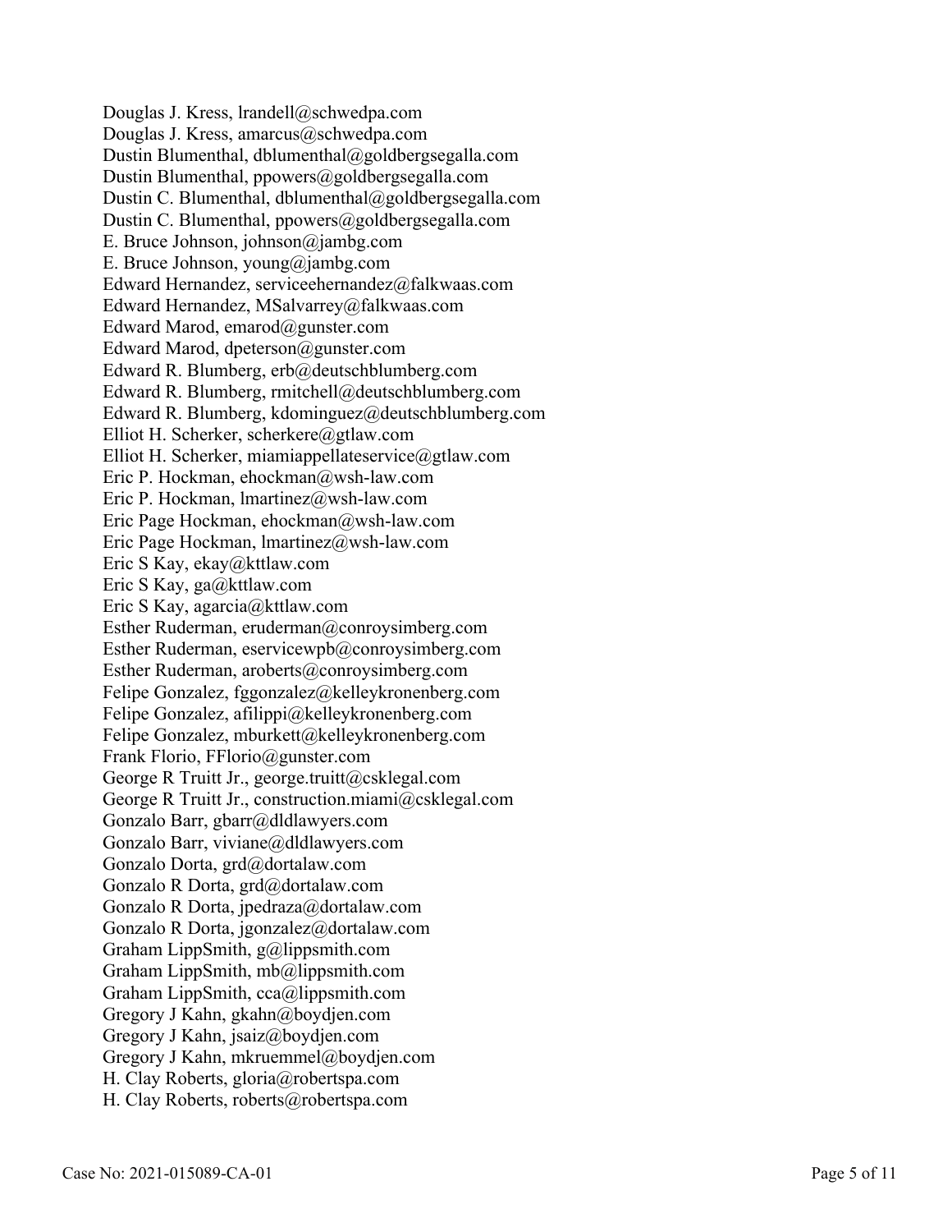Douglas J. Kress, lrandell@schwedpa.com
Douglas J. Kress, amarcus@schwedpa.com
Dustin Blumenthal, dblumenthal@goldbergsegalla.com
Dustin Blumenthal, ppowers@goldbergsegalla.com
Dustin C. Blumenthal, dblumenthal@goldbergsegalla.com
Dustin C. Blumenthal, ppowers@goldbergsegalla.com
E. Bruce Johnson, johnson@jambg.com
E. Bruce Johnson, young@jambg.com
Edward Hernandez, serviceehernandez@falkwaas.com
Edward Hernandez, MSalvarrey@falkwaas.com
Edward Marod, emarod@gunster.com
Edward Marod, dpeterson@gunster.com
Edward R. Blumberg, erb@deutschblumberg.com
Edward R. Blumberg, rmitchell@deutschblumberg.com
Edward R. Blumberg, kdominguez@deutschblumberg.com
Elliot H. Scherker, scherkere@gtlaw.com
Elliot H. Scherker, miamiappellateservice@gtlaw.com
Eric P. Hockman, ehockman@wsh-law.com
Eric P. Hockman, lmartinez@wsh-law.com
Eric Page Hockman, ehockman@wsh-law.com
Eric Page Hockman, lmartinez@wsh-law.com
Eric S Kay, ekay@kttlaw.com
Eric S Kay, ga@kttlaw.com
Eric S Kay, agarcia@kttlaw.com
Esther Ruderman, eruderman@conroysimberg.com
Esther Ruderman, eservicewpb@conroysimberg.com
Esther Ruderman, aroberts@conroysimberg.com
Felipe Gonzalez, fggonzalez@kelleykronenberg.com
Felipe Gonzalez, afilippi@kelleykronenberg.com
Felipe Gonzalez, mburkett@kelleykronenberg.com
Frank Florio, FFlorio@gunster.com
George R Truitt Jr., george.truitt@csklegal.com
George R Truitt Jr., construction.miami@csklegal.com
Gonzalo Barr, gbarr@dldlawyers.com
Gonzalo Barr, viviane@dldlawyers.com
Gonzalo Dorta, grd@dortalaw.com
Gonzalo R Dorta, grd@dortalaw.com
Gonzalo R Dorta, jpedraza@dortalaw.com
Gonzalo R Dorta, jgonzalez@dortalaw.com
Graham LippSmith, g@lippsmith.com
Graham LippSmith, mb@lippsmith.com
Graham LippSmith, cca@lippsmith.com
Gregory J Kahn, gkahn@boydjen.com
Gregory J Kahn, jsaiz@boydjen.com
Gregory J Kahn, mkruemmel@boydjen.com
H. Clay Roberts, gloria@robertspa.com
H. Clay Roberts, roberts@robertspa.com

Case No: 2021-015089-CA-01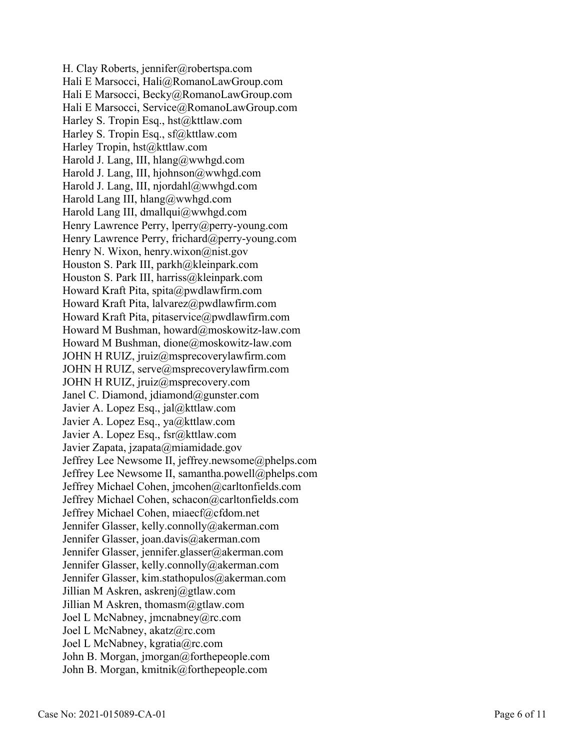H. Clay Roberts, jennifer@robertspa.com
Hali E Marsocci, Hali@RomanoLawGroup.com
Hali E Marsocci, Becky@RomanoLawGroup.com
Hali E Marsocci, Service@RomanoLawGroup.com
Harley S. Tropin Esq., hst@kttlaw.com
Harley S. Tropin Esq., sf@kttlaw.com
Harley Tropin, hst@kttlaw.com
Harold J. Lang, III, hlang@wwhgd.com
Harold J. Lang, III, hjohnson@wwhgd.com
Harold J. Lang, III, njordahl@wwhgd.com
Harold Lang III, hlang@wwhgd.com
Harold Lang III, dmallqui@wwhgd.com
Henry Lawrence Perry, lperry@perry-young.com
Henry Lawrence Perry, frichard@perry-young.com
Henry N. Wixon, henry.wixon@nist.gov
Houston S. Park III, parkh@kleinpark.com
Houston S. Park III, harriss@kleinpark.com
Howard Kraft Pita, spita@pwdlawfirm.com
Howard Kraft Pita, lalvarez@pwdlawfirm.com
Howard Kraft Pita, pitaservice@pwdlawfirm.com
Howard M Bushman, howard@moskowitz-law.com
Howard M Bushman, dione@moskowitz-law.com
JOHN H RUIZ, jruiz@msprecoverylawfirm.com
JOHN H RUIZ, serve@msprecoverylawfirm.com
JOHN H RUIZ, jruiz@msprecovery.com
Janel C. Diamond, jdiamond@gunster.com
Javier A. Lopez Esq., jal@kttlaw.com
Javier A. Lopez Esq., ya@kttlaw.com
Javier A. Lopez Esq., fsr@kttlaw.com
Javier Zapata, jzapata@miamidade.gov
Jeffrey Lee Newsome II, jeffrey.newsome@phelps.com
Jeffrey Lee Newsome II, samantha.powell@phelps.com
Jeffrey Michael Cohen, jmcohen@carltonfields.com
Jeffrey Michael Cohen, schacon@carltonfields.com
Jeffrey Michael Cohen, miaecf@cfdom.net
Jennifer Glasser, kelly.connolly@akerman.com
Jennifer Glasser, joan.davis@akerman.com
Jennifer Glasser, jennifer.glasser@akerman.com
Jennifer Glasser, kelly.connolly@akerman.com
Jennifer Glasser, kim.stathopulos@akerman.com
Jillian M Askren, askrenj@gtlaw.com
Jillian M Askren, thomasm@gtlaw.com
Joel L McNabney, jmcnabney@rc.com
Joel L McNabney, akatz@rc.com
Joel L McNabney, kgratia@rc.com
John B. Morgan, jmorgan@forthepeople.com
John B. Morgan, kmitnik@forthepeople.com

Case No: 2021-015089-CA-01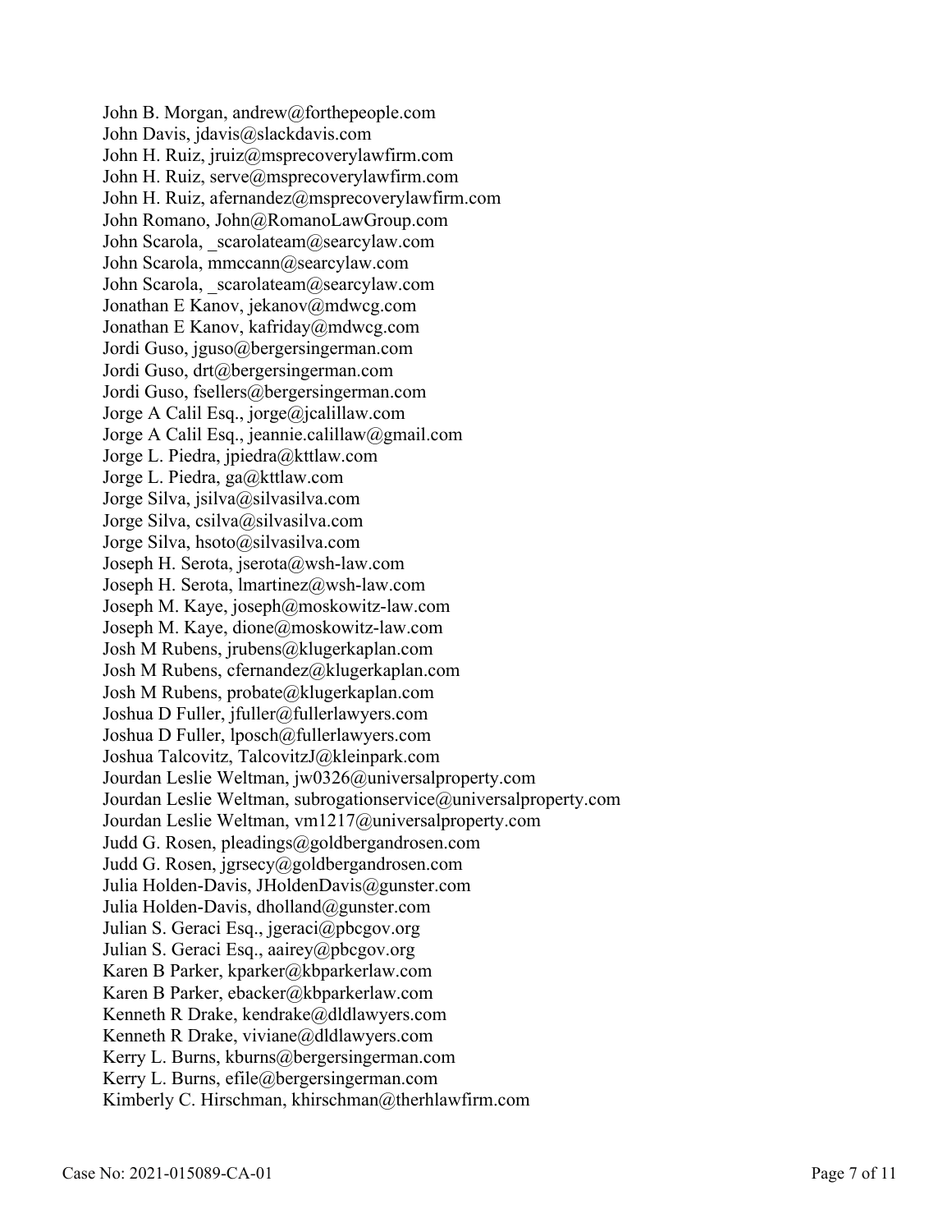John B. Morgan, andrew@forthepeople.com
John Davis, jdavis@slackdavis.com
John H. Ruiz, jruiz@msprecoverylawfirm.com
John H. Ruiz, serve@msprecoverylawfirm.com
John H. Ruiz, afernandez@msprecoverylawfirm.com
John Romano, John@RomanoLawGroup.com
John Scarola, _scarolateam@searcylaw.com
John Scarola, mmccann@searcylaw.com
John Scarola, _scarolateam@searcylaw.com
Jonathan E Kanov, jekanov@mdwcg.com
Jonathan E Kanov, kafriday@mdwcg.com
Jordi Guso, jguso@bergersingerman.com
Jordi Guso, drt@bergersingerman.com
Jordi Guso, fsellers@bergersingerman.com
Jorge A Calil Esq., jorge@jcalillaw.com
Jorge A Calil Esq., jeannie.calillaw@gmail.com
Jorge L. Piedra, jpiedra@kttlaw.com
Jorge L. Piedra, ga@kttlaw.com
Jorge Silva, jsilva@silvasilva.com
Jorge Silva, csilva@silvasilva.com
Jorge Silva, hsoto@silvasilva.com
Joseph H. Serota, jserota@wsh-law.com
Joseph H. Serota, lmartinez@wsh-law.com
Joseph M. Kaye, joseph@moskowitz-law.com
Joseph M. Kaye, dione@moskowitz-law.com
Josh M Rubens, jrubens@klugerkaplan.com
Josh M Rubens, cfernandez@klugerkaplan.com
Josh M Rubens, probate@klugerkaplan.com
Joshua D Fuller, jfuller@fullerlawyers.com
Joshua D Fuller, lposch@fullerlawyers.com
Joshua Talcovitz, TalcovitzJ@kleinpark.com
Jourdan Leslie Weltman, jw0326@universalproperty.com
Jourdan Leslie Weltman, subrogationservice@universalproperty.com
Jourdan Leslie Weltman, vm1217@universalproperty.com
Judd G. Rosen, pleadings@goldbergandrosen.com
Judd G. Rosen, jgrsecy@goldbergandrosen.com
Julia Holden-Davis, JHoldenDavis@gunster.com
Julia Holden-Davis, dholland@gunster.com
Julian S. Geraci Esq., jgeraci@pbcgov.org
Julian S. Geraci Esq., aairey@pbcgov.org
Karen B Parker, kparker@kbparkerlaw.com
Karen B Parker, ebacker@kbparkerlaw.com
Kenneth R Drake, kendrake@dldlawyers.com
Kenneth R Drake, viviane@dldlawyers.com
Kerry L. Burns, kburns@bergersingerman.com
Kerry L. Burns, efile@bergersingerman.com
Kimberly C. Hirschman, khirschman@therhlawfirm.com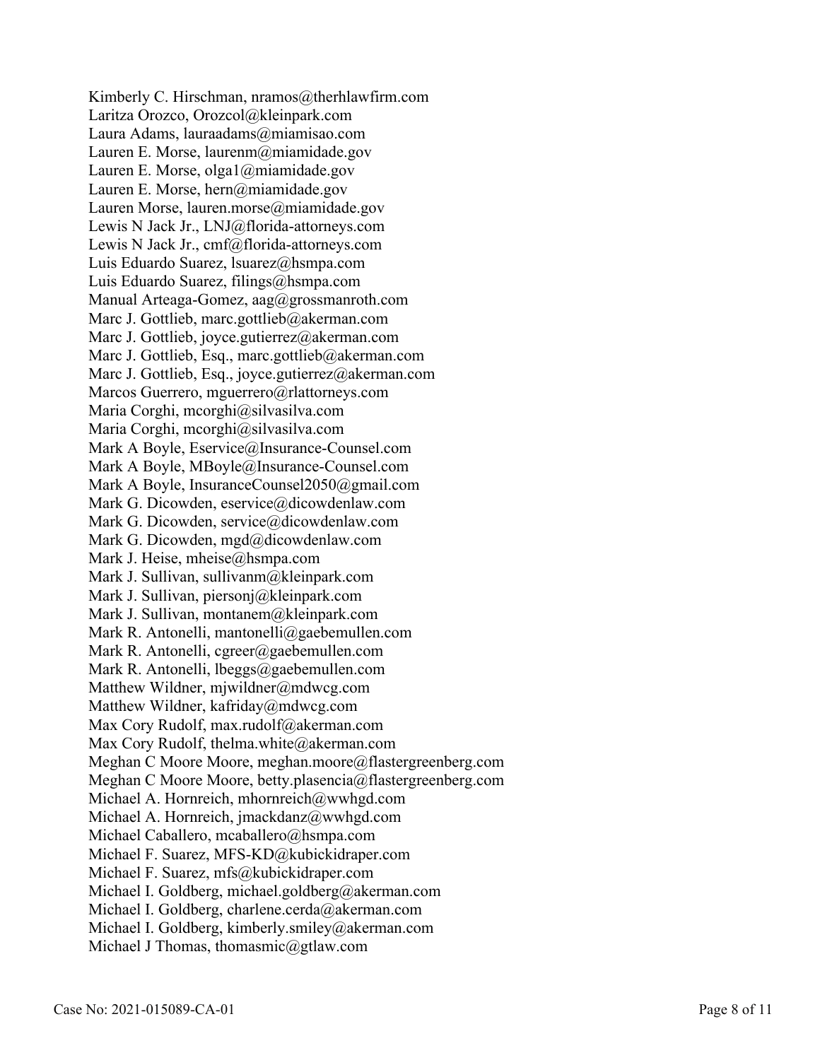Kimberly C. Hirschman, nramos@therhlawfirm.com
Laritza Orozco, Orozcol@kleinpark.com
Laura Adams, lauraadams@miamisao.com
Lauren E. Morse, laurenm@miamidade.gov
Lauren E. Morse, olga1@miamidade.gov
Lauren E. Morse, hern@miamidade.gov
Lauren Morse, lauren.morse@miamidade.gov
Lewis N Jack Jr., LNJ@florida-attorneys.com
Lewis N Jack Jr., cmf@florida-attorneys.com
Luis Eduardo Suarez, lsuarez@hsmpa.com
Luis Eduardo Suarez, filings@hsmpa.com
Manual Arteaga-Gomez, aag@grossmanroth.com
Marc J. Gottlieb, marc.gottlieb@akerman.com
Marc J. Gottlieb, joyce.gutierrez@akerman.com
Marc J. Gottlieb, Esq., marc.gottlieb@akerman.com
Marc J. Gottlieb, Esq., joyce.gutierrez@akerman.com
Marcos Guerrero, mguerrero@rlattorneys.com
Maria Corghi, mcorghi@silvasilva.com
Maria Corghi, mcorghi@silvasilva.com
Mark A Boyle, Eservice@Insurance-Counsel.com
Mark A Boyle, MBoyle@Insurance-Counsel.com
Mark A Boyle, InsuranceCounsel2050@gmail.com
Mark G. Dicowden, eservice@dicowdenlaw.com
Mark G. Dicowden, service@dicowdenlaw.com
Mark G. Dicowden, mgd@dicowdenlaw.com
Mark J. Heise, mheise@hsmpa.com
Mark J. Sullivan, sullivanm@kleinpark.com
Mark J. Sullivan, piersonj@kleinpark.com
Mark J. Sullivan, montanem@kleinpark.com
Mark R. Antonelli, mantonelli@gaebemullen.com
Mark R. Antonelli, cgreer@gaebemullen.com
Mark R. Antonelli, lbeggs@gaebemullen.com
Matthew Wildner, mjwildner@mdwcg.com
Matthew Wildner, kafriday@mdwcg.com
Max Cory Rudolf, max.rudolf@akerman.com
Max Cory Rudolf, thelma.white@akerman.com
Meghan C Moore Moore, meghan.moore@flastergreenberg.com
Meghan C Moore Moore, betty.plasencia@flastergreenberg.com
Michael A. Hornreich, mhornreich@wwhgd.com
Michael A. Hornreich, jmackdanz@wwhgd.com
Michael Caballero, mcaballero@hsmpa.com
Michael F. Suarez, MFS-KD@kubickidraper.com
Michael F. Suarez, mfs@kubickidraper.com
Michael I. Goldberg, michael.goldberg@akerman.com
Michael I. Goldberg, charlene.cerda@akerman.com
Michael I. Goldberg, kimberly.smiley@akerman.com
Michael J Thomas, thomasmic@gtlaw.com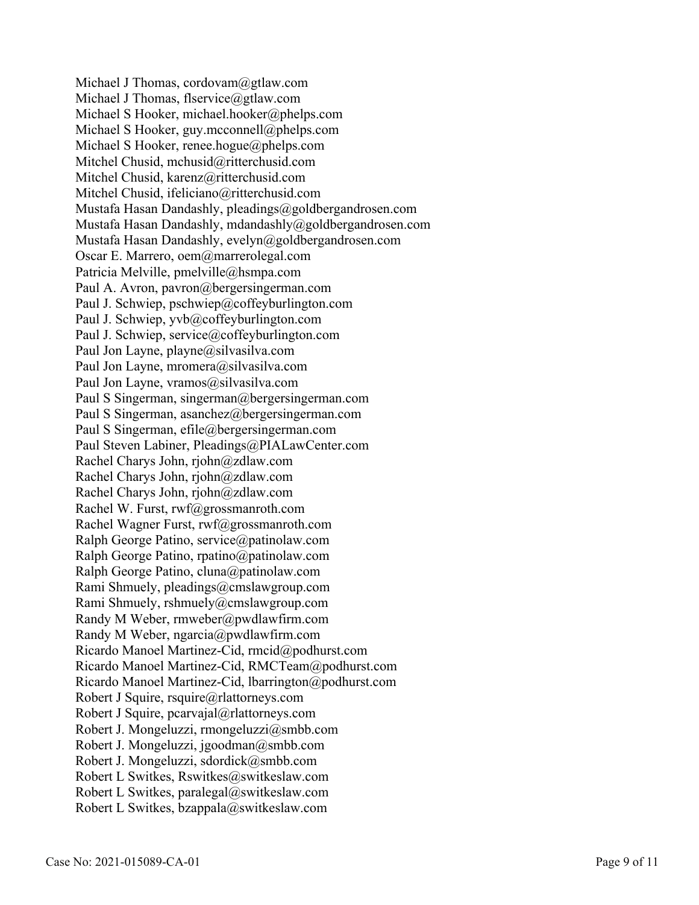Michael J Thomas, cordovam@gtlaw.com
Michael J Thomas, flservice@gtlaw.com
Michael S Hooker, michael.hooker@phelps.com
Michael S Hooker, guy.mcconnell@phelps.com
Michael S Hooker, renee.hogue@phelps.com
Mitchel Chusid, mchusid@ritterchusid.com
Mitchel Chusid, karenz@ritterchusid.com
Mitchel Chusid, ifeliciano@ritterchusid.com
Mustafa Hasan Dandashly, pleadings@goldbergandrosen.com
Mustafa Hasan Dandashly, mdandashly@goldbergandrosen.com
Mustafa Hasan Dandashly, evelyn@goldbergandrosen.com
Oscar E. Marrero, oem@marrerolegal.com
Patricia Melville, pmelville@hsmpa.com
Paul A. Avron, pavron@bergersingerman.com
Paul J. Schwiep, pschwiep@coffeyburlington.com
Paul J. Schwiep, yvb@coffeyburlington.com
Paul J. Schwiep, service@coffeyburlington.com
Paul Jon Layne, playne@silvasilva.com
Paul Jon Layne, mromera@silvasilva.com
Paul Jon Layne, vramos@silvasilva.com
Paul S Singerman, singerman@bergersingerman.com
Paul S Singerman, asanchez@bergersingerman.com
Paul S Singerman, efile@bergersingerman.com
Paul Steven Labiner, Pleadings@PIALawCenter.com
Rachel Charys John, rjohn@zdlaw.com
Rachel Charys John, rjohn@zdlaw.com
Rachel Charys John, rjohn@zdlaw.com
Rachel W. Furst, rwf@grossmanroth.com
Rachel Wagner Furst, rwf@grossmanroth.com
Ralph George Patino, service@patinolaw.com
Ralph George Patino, rpatino@patinolaw.com
Ralph George Patino, cluna@patinolaw.com
Rami Shmuely, pleadings@cmslawgroup.com
Rami Shmuely, rshmuely@cmslawgroup.com
Randy M Weber, rmweber@pwdlawfirm.com
Randy M Weber, ngarcia@pwdlawfirm.com
Ricardo Manoel Martinez-Cid, rmcid@podhurst.com
Ricardo Manoel Martinez-Cid, RMCTeam@podhurst.com
Ricardo Manoel Martinez-Cid, lbarrington@podhurst.com
Robert J Squire, rsquire@rlattorneys.com
Robert J Squire, pcarvajal@rlattorneys.com
Robert J. Mongeluzzi, rmongeluzzi@smbb.com
Robert J. Mongeluzzi, jgoodman@smbb.com
Robert J. Mongeluzzi, sdordick@smbb.com
Robert L Switkes, Rswitkes@switkeslaw.com
Robert L Switkes, paralegal@switkeslaw.com
Robert L Switkes, bzappala@switkeslaw.com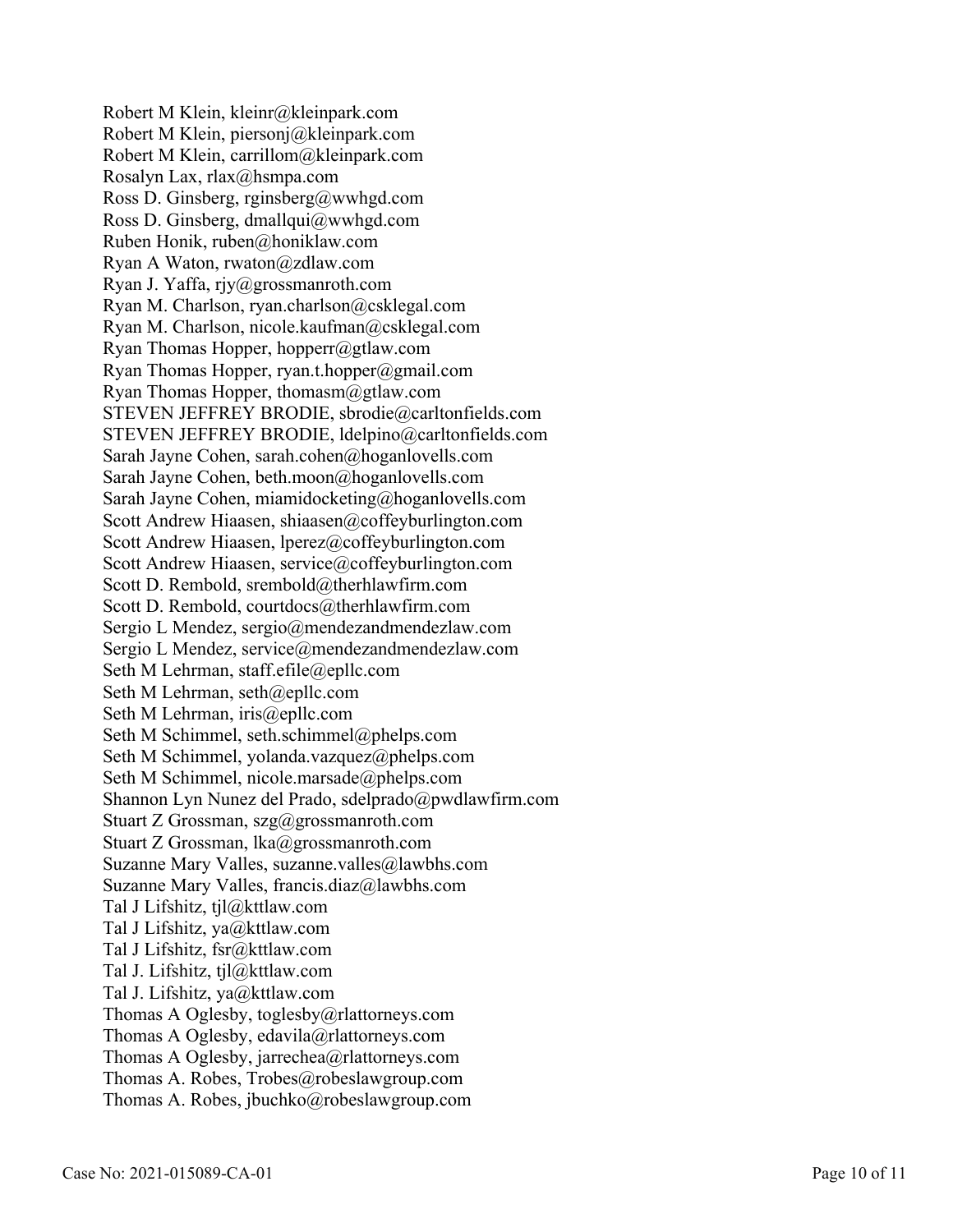Robert M Klein, kleinr@kleinpark.com
Robert M Klein, piersonj@kleinpark.com
Robert M Klein, carrillom@kleinpark.com
Rosalyn Lax, rlax@hsmpa.com
Ross D. Ginsberg, rginsberg@wwhgd.com
Ross D. Ginsberg, dmallqui@wwhgd.com
Ruben Honik, ruben@honiklaw.com
Ryan A Waton, rwaton@zdlaw.com
Ryan J. Yaffa, rjy@grossmanroth.com
Ryan M. Charlson, ryan.charlson@csklegal.com
Ryan M. Charlson, nicole.kaufman@csklegal.com
Ryan Thomas Hopper, hopperr@gtlaw.com
Ryan Thomas Hopper, ryan.t.hopper@gmail.com
Ryan Thomas Hopper, thomasm@gtlaw.com
STEVEN JEFFREY BRODIE, sbrodie@carltonfields.com
STEVEN JEFFREY BRODIE, ldelpino@carltonfields.com
Sarah Jayne Cohen, sarah.cohen@hoganlovells.com
Sarah Jayne Cohen, beth.moon@hoganlovells.com
Sarah Jayne Cohen, miamidocketing@hoganlovells.com
Scott Andrew Hiaasen, shiaasen@coffeyburlington.com
Scott Andrew Hiaasen, lperez@coffeyburlington.com
Scott Andrew Hiaasen, service@coffeyburlington.com
Scott D. Rembold, srembold@therhlawfirm.com
Scott D. Rembold, courtdocs@therhlawfirm.com
Sergio L Mendez, sergio@mendezandmendezlaw.com
Sergio L Mendez, service@mendezandmendezlaw.com
Seth M Lehrman, staff.efile@epllc.com
Seth M Lehrman, seth@epllc.com
Seth M Lehrman, iris@epllc.com
Seth M Schimmel, seth.schimmel@phelps.com
Seth M Schimmel, yolanda.vazquez@phelps.com
Seth M Schimmel, nicole.marsade@phelps.com
Shannon Lyn Nunez del Prado, sdelprado@pwdlawfirm.com
Stuart Z Grossman, szg@grossmanroth.com
Stuart Z Grossman, lka@grossmanroth.com
Suzanne Mary Valles, suzanne.valles@lawbhs.com
Suzanne Mary Valles, francis.diaz@lawbhs.com
Tal J Lifshitz, tjl@kttlaw.com
Tal J Lifshitz, ya@kttlaw.com
Tal J Lifshitz, fsr@kttlaw.com
Tal J. Lifshitz, tjl@kttlaw.com
Tal J. Lifshitz, ya@kttlaw.com
Thomas A Oglesby, toglesby@rlattorneys.com
Thomas A Oglesby, edavila@rlattorneys.com
Thomas A Oglesby, jarrechea@rlattorneys.com
Thomas A. Robes, Trobes@robeslawgroup.com
Thomas A. Robes, jbuchko@robeslawgroup.com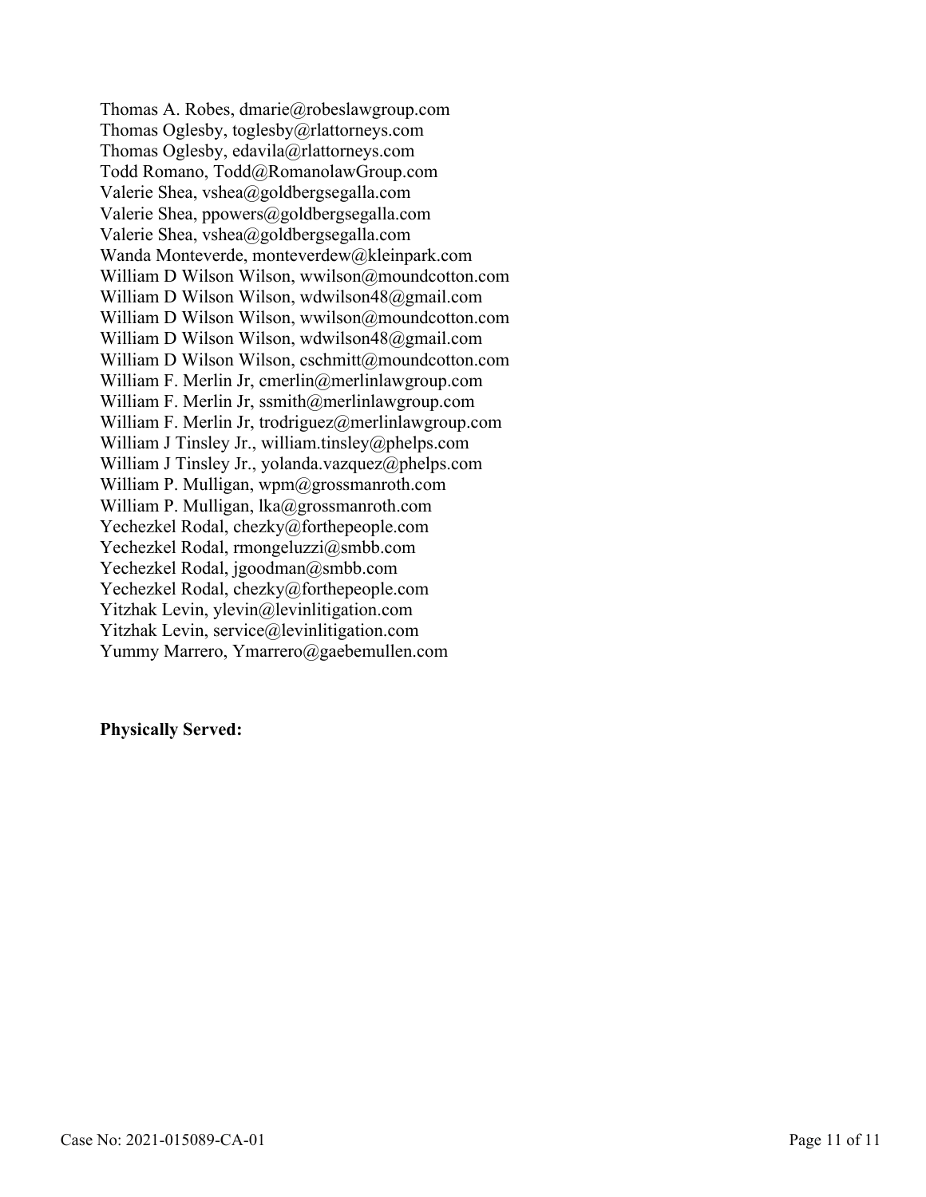Thomas A. Robes, dmarie@robeslawgroup.com
Thomas Oglesby, toglesby@rlattorneys.com
Thomas Oglesby, edavila@rlattorneys.com
Todd Romano, Todd@RomanolawGroup.com
Valerie Shea, vshea@goldbergsegalla.com
Valerie Shea, ppowers@goldbergsegalla.com
Valerie Shea, vshea@goldbergsegalla.com
Wanda Monteverde, monteverdew@kleinpark.com
William D Wilson Wilson, wwilson@moundcotton.com
William D Wilson Wilson, wdwilson48@gmail.com
William D Wilson Wilson, wwilson@moundcotton.com
William D Wilson Wilson, wdwilson48@gmail.com
William D Wilson Wilson, cschmitt@moundcotton.com
William F. Merlin Jr, cmerlin@merlinlawgroup.com
William F. Merlin Jr, ssmith@merlinlawgroup.com
William F. Merlin Jr, trodriguez@merlinlawgroup.com
William J Tinsley Jr., william.tinsley@phelps.com
William J Tinsley Jr., yolanda.vazquez@phelps.com
William P. Mulligan, wpm@grossmanroth.com
William P. Mulligan, lka@grossmanroth.com
Yechezkel Rodal, chezky@forthepeople.com
Yechezkel Rodal, rmongeluzzi@smbb.com
Yechezkel Rodal, jgoodman@smbb.com
Yechezkel Rodal, chezky@forthepeople.com
Yitzhak Levin, ylevin@levinlitigation.com
Yitzhak Levin, service@levinlitigation.com
Yummy Marrero, Ymarrero@gaebemullen.com

**Physically Served:**